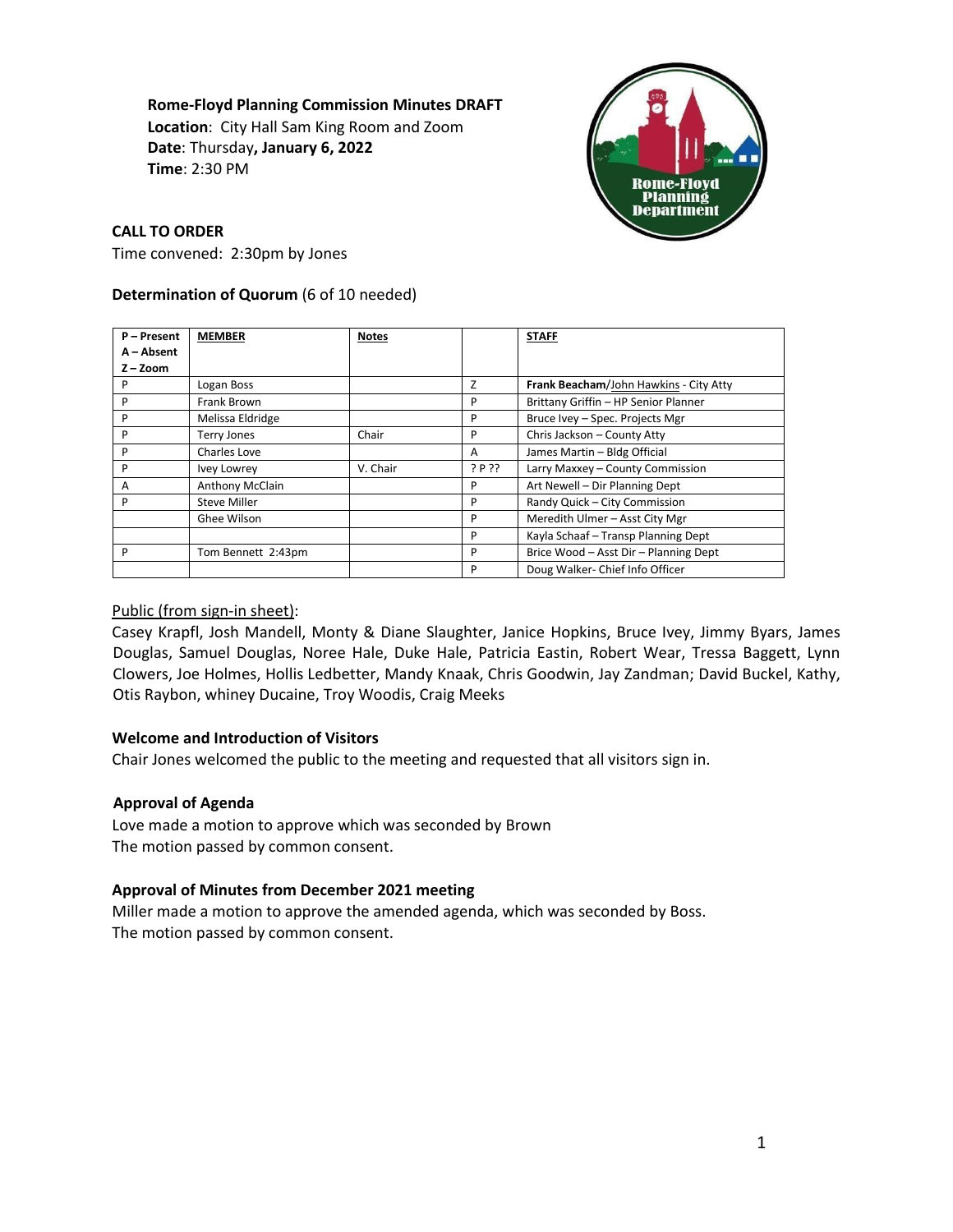**Rome-Floyd Planning Commission Minutes DRAFT**
**Location**: City Hall Sam King Room and Zoom
**Date**: Thursday**, January 6, 2022**
**Time**: 2:30 PM

**CALL TO ORDER**
Time convened: 2:30pm by Jones

**Determination of Quorum** (6 of 10 needed)

| P – Present A – Absent Z – Zoom | MEMBER | Notes | | STAFF |
|---|---|---|---|---|
| P | Logan Boss | | Z | **Frank Beacham**/John Hawkins - City Atty |
| P | Frank Brown | | P | Brittany Griffin – HP Senior Planner |
| P | Melissa Eldridge | | P | Bruce Ivey – Spec. Projects Mgr |
| P | Terry Jones | Chair | P | Chris Jackson – County Atty |
| P | Charles Love | | A | James Martin – Bldg Official |
| P | Ivey Lowrey | V. Chair | ? P ?? | Larry Maxxey – County Commission |
| A | Anthony McClain | | P | Art Newell – Dir Planning Dept |
| P | Steve Miller | | P | Randy Quick – City Commission |
| | Ghee Wilson | | P | Meredith Ulmer – Asst City Mgr |
| | | | P | Kayla Schaaf – Transp Planning Dept |
| P | Tom Bennett 2:43pm | | P | Brice Wood – Asst Dir – Planning Dept |
| | | | P | Doug Walker- Chief Info Officer |

Public (from sign-in sheet):
Casey Krapfl, Josh Mandell, Monty & Diane Slaughter, Janice Hopkins, Bruce Ivey, Jimmy Byars, James Douglas, Samuel Douglas, Noree Hale, Duke Hale, Patricia Eastin, Robert Wear, Tressa Baggett, Lynn Clowers, Joe Holmes, Hollis Ledbetter, Mandy Knaak, Chris Goodwin, Jay Zandman; David Buckel, Kathy, Otis Raybon, whiney Ducaine, Troy Woodis, Craig Meeks

**Welcome and Introduction of Visitors**
Chair Jones welcomed the public to the meeting and requested that all visitors sign in.

**Approval of Agenda**
Love made a motion to approve which was seconded by Brown
The motion passed by common consent.

**Approval of Minutes from December 2021 meeting**
Miller made a motion to approve the amended agenda, which was seconded by Boss.
The motion passed by common consent.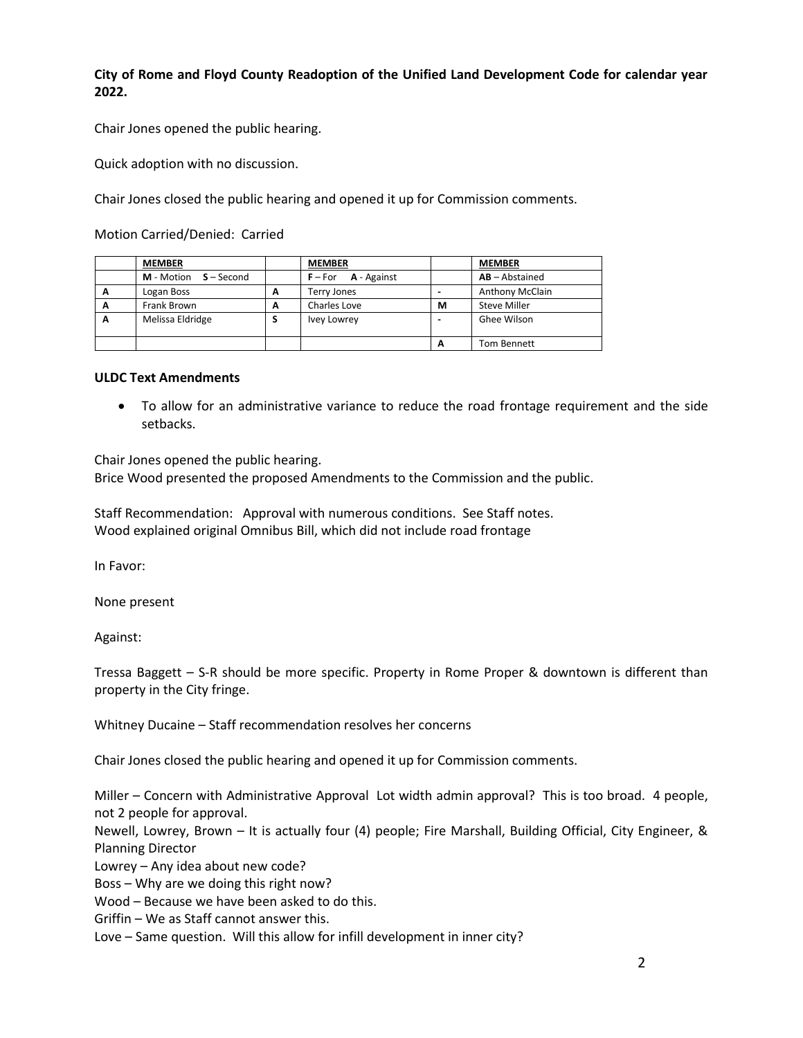**City of Rome and Floyd County Readoption of the Unified Land Development Code for calendar year 2022.**

Chair Jones opened the public hearing.

Quick adoption with no discussion.

Chair Jones closed the public hearing and opened it up for Commission comments.

Motion Carried/Denied: Carried

| | MEMBER | | MEMBER | | MEMBER |
|---|---|---|---|---|---|
| | **M** - Motion **S** – Second | | **F** – For **A** - Against | | **AB** – Abstained |
| A | Logan Boss | A | Terry Jones | - | Anthony McClain |
| A | Frank Brown | A | Charles Love | M | Steve Miller |
| A | Melissa Eldridge | S | Ivey Lowrey | - | Ghee Wilson |
| | | | | A | Tom Bennett |

**ULDC Text Amendments**

- To allow for an administrative variance to reduce the road frontage requirement and the side setbacks.

Chair Jones opened the public hearing.
Brice Wood presented the proposed Amendments to the Commission and the public.

Staff Recommendation: Approval with numerous conditions. See Staff notes.
Wood explained original Omnibus Bill, which did not include road frontage

In Favor:

None present

Against:

Tressa Baggett – S-R should be more specific. Property in Rome Proper & downtown is different than property in the City fringe.

Whitney Ducaine – Staff recommendation resolves her concerns

Chair Jones closed the public hearing and opened it up for Commission comments.

Miller – Concern with Administrative Approval Lot width admin approval? This is too broad. 4 people, not 2 people for approval.
Newell, Lowrey, Brown – It is actually four (4) people; Fire Marshall, Building Official, City Engineer, & Planning Director
Lowrey – Any idea about new code?
Boss – Why are we doing this right now?
Wood – Because we have been asked to do this.
Griffin – We as Staff cannot answer this.
Love – Same question. Will this allow for infill development in inner city?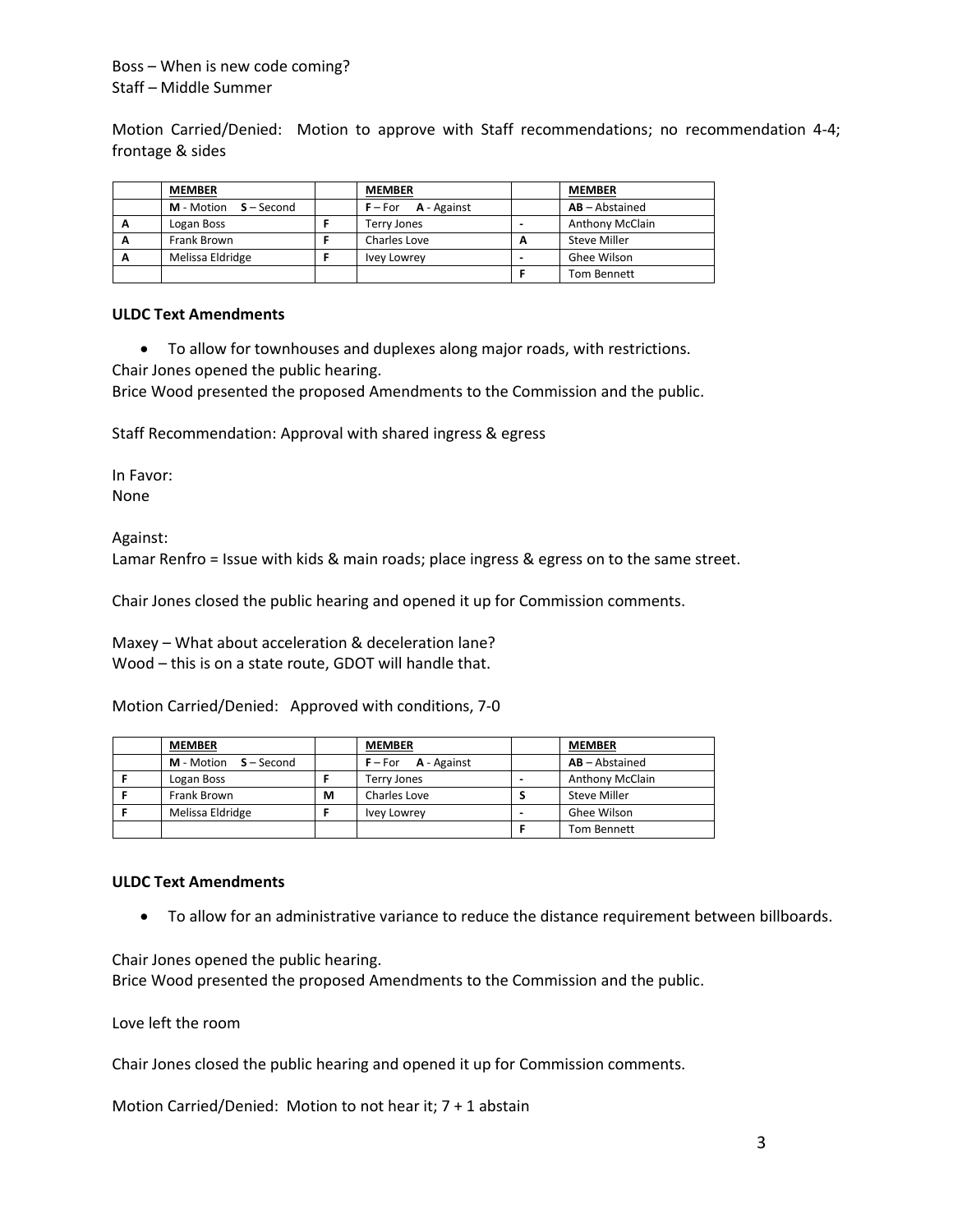Boss – When is new code coming?
Staff – Middle Summer

Motion Carried/Denied: Motion to approve with Staff recommendations; no recommendation 4-4; frontage & sides

| | MEMBER | | MEMBER | | MEMBER |
|---|---|---|---|---|---|
| | **M** - Motion **S** – Second | | **F** – For **A** - Against | | **AB** – Abstained |
| A | Logan Boss | F | Terry Jones | - | Anthony McClain |
| A | Frank Brown | F | Charles Love | A | Steve Miller |
| A | Melissa Eldridge | F | Ivey Lowrey | - | Ghee Wilson |
| | | | | F | Tom Bennett |

**ULDC Text Amendments**

- To allow for townhouses and duplexes along major roads, with restrictions.

Chair Jones opened the public hearing.
Brice Wood presented the proposed Amendments to the Commission and the public.

Staff Recommendation: Approval with shared ingress & egress

In Favor:
None

Against:
Lamar Renfro = Issue with kids & main roads; place ingress & egress on to the same street.

Chair Jones closed the public hearing and opened it up for Commission comments.

Maxey – What about acceleration & deceleration lane?
Wood – this is on a state route, GDOT will handle that.

Motion Carried/Denied: Approved with conditions, 7-0

| | MEMBER | | MEMBER | | MEMBER |
|---|---|---|---|---|---|
| | **M** - Motion **S** – Second | | **F** – For **A** - Against | | **AB** – Abstained |
| F | Logan Boss | F | Terry Jones | - | Anthony McClain |
| F | Frank Brown | M | Charles Love | S | Steve Miller |
| F | Melissa Eldridge | F | Ivey Lowrey | - | Ghee Wilson |
| | | | | F | Tom Bennett |

**ULDC Text Amendments**

- To allow for an administrative variance to reduce the distance requirement between billboards.

Chair Jones opened the public hearing.
Brice Wood presented the proposed Amendments to the Commission and the public.

Love left the room

Chair Jones closed the public hearing and opened it up for Commission comments.

Motion Carried/Denied: Motion to not hear it; 7 + 1 abstain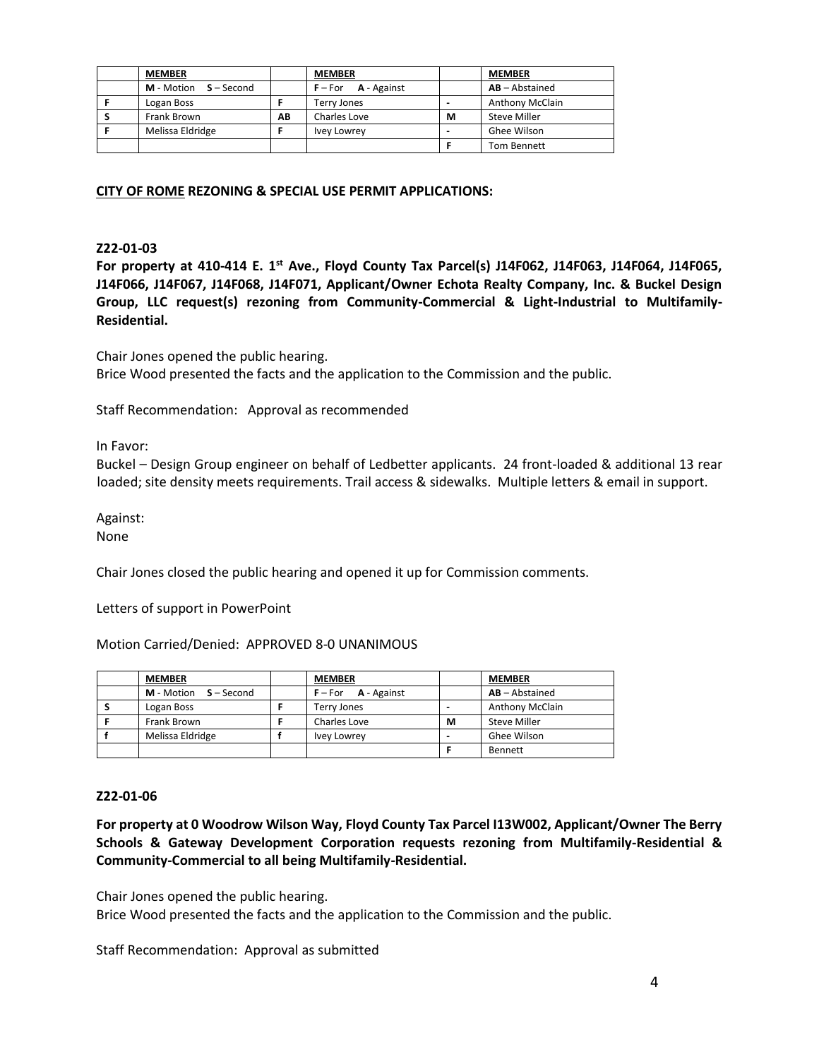| | MEMBER | | MEMBER | | MEMBER |
|---|---|---|---|---|---|
| | **M** - Motion **S** – Second | | **F** – For **A** - Against | | **AB** – Abstained |
| F | Logan Boss | F | Terry Jones | - | Anthony McClain |
| S | Frank Brown | AB | Charles Love | M | Steve Miller |
| F | Melissa Eldridge | F | Ivey Lowrey | - | Ghee Wilson |
| | | | | F | Tom Bennett |

**CITY OF ROME REZONING & SPECIAL USE PERMIT APPLICATIONS:**

**Z22-01-03**

**For property at 410-414 E. 1st Ave., Floyd County Tax Parcel(s) J14F062, J14F063, J14F064, J14F065, J14F066, J14F067, J14F068, J14F071, Applicant/Owner Echota Realty Company, Inc. & Buckel Design Group, LLC request(s) rezoning from Community-Commercial & Light-Industrial to Multifamily-Residential.**

Chair Jones opened the public hearing.
Brice Wood presented the facts and the application to the Commission and the public.

Staff Recommendation: Approval as recommended

In Favor:
Buckel – Design Group engineer on behalf of Ledbetter applicants. 24 front-loaded & additional 13 rear loaded; site density meets requirements. Trail access & sidewalks. Multiple letters & email in support.

Against:
None

Chair Jones closed the public hearing and opened it up for Commission comments.

Letters of support in PowerPoint

Motion Carried/Denied: APPROVED 8-0 UNANIMOUS

| | MEMBER | | MEMBER | | MEMBER |
|---|---|---|---|---|---|
| | **M** - Motion **S** – Second | | **F** – For **A** - Against | | **AB** – Abstained |
| S | Logan Boss | F | Terry Jones | - | Anthony McClain |
| F | Frank Brown | F | Charles Love | M | Steve Miller |
| f | Melissa Eldridge | f | Ivey Lowrey | - | Ghee Wilson |
| | | | | F | Bennett |

**Z22-01-06**

**For property at 0 Woodrow Wilson Way, Floyd County Tax Parcel I13W002, Applicant/Owner The Berry Schools & Gateway Development Corporation requests rezoning from Multifamily-Residential & Community-Commercial to all being Multifamily-Residential.**

Chair Jones opened the public hearing.
Brice Wood presented the facts and the application to the Commission and the public.

Staff Recommendation: Approval as submitted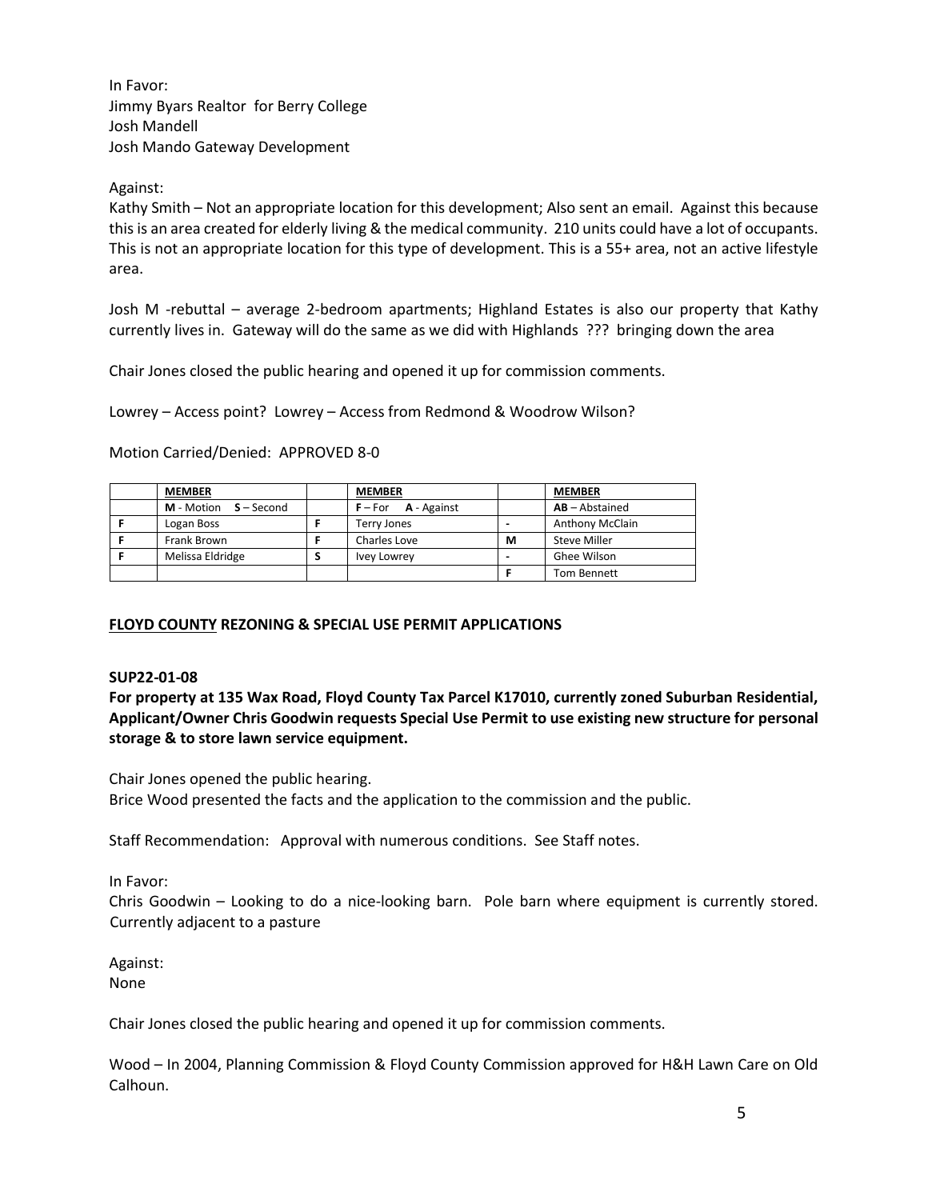In Favor:
Jimmy Byars Realtor for Berry College
Josh Mandell
Josh Mando Gateway Development

Against:
Kathy Smith – Not an appropriate location for this development; Also sent an email. Against this because this is an area created for elderly living & the medical community. 210 units could have a lot of occupants. This is not an appropriate location for this type of development. This is a 55+ area, not an active lifestyle area.

Josh M -rebuttal – average 2-bedroom apartments; Highland Estates is also our property that Kathy currently lives in. Gateway will do the same as we did with Highlands ??? bringing down the area

Chair Jones closed the public hearing and opened it up for commission comments.

Lowrey – Access point? Lowrey – Access from Redmond & Woodrow Wilson?

Motion Carried/Denied: APPROVED 8-0

| | **MEMBER** | | **MEMBER** | | **MEMBER** |
|---|---|---|---|---|---|
| | **M** - Motion **S** – Second | | **F** – For **A** - Against | | **AB** – Abstained |
| F | Logan Boss | F | Terry Jones | - | Anthony McClain |
| F | Frank Brown | F | Charles Love | M | Steve Miller |
| F | Melissa Eldridge | S | Ivey Lowrey | - | Ghee Wilson |
| | | | | F | Tom Bennett |

## **FLOYD COUNTY** REZONING & SPECIAL USE PERMIT APPLICATIONS

### SUP22-01-08

**For property at 135 Wax Road, Floyd County Tax Parcel K17010, currently zoned Suburban Residential, Applicant/Owner Chris Goodwin requests Special Use Permit to use existing new structure for personal storage & to store lawn service equipment.**

Chair Jones opened the public hearing.
Brice Wood presented the facts and the application to the commission and the public.

Staff Recommendation: Approval with numerous conditions. See Staff notes.

In Favor:
Chris Goodwin – Looking to do a nice-looking barn. Pole barn where equipment is currently stored. Currently adjacent to a pasture

Against:
None

Chair Jones closed the public hearing and opened it up for commission comments.

Wood – In 2004, Planning Commission & Floyd County Commission approved for H&H Lawn Care on Old Calhoun.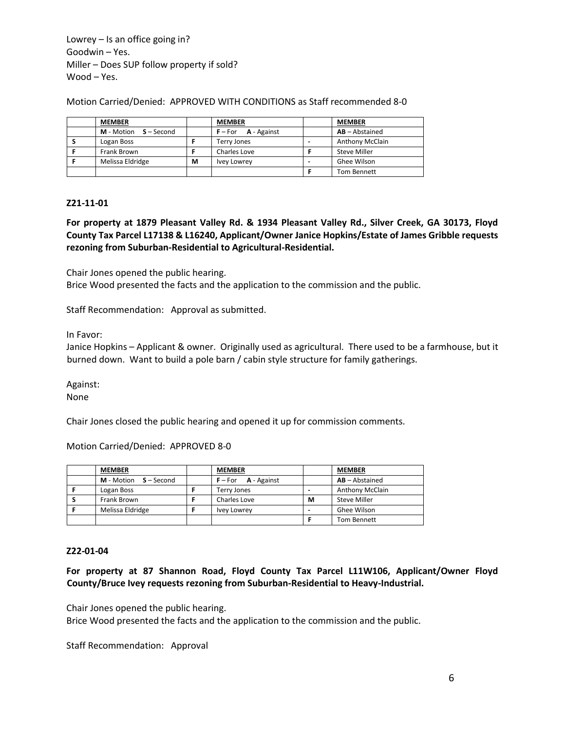Lowrey – Is an office going in?
Goodwin – Yes.
Miller – Does SUP follow property if sold?
Wood – Yes.

Motion Carried/Denied: APPROVED WITH CONDITIONS as Staff recommended 8-0

| | **MEMBER** | | **MEMBER** | | **MEMBER** |
|---|---|---|---|---|---|
| | **M** - Motion **S** – Second | | **F** – For **A** - Against | | **AB** – Abstained |
| S | Logan Boss | F | Terry Jones | - | Anthony McClain |
| F | Frank Brown | F | Charles Love | F | Steve Miller |
| F | Melissa Eldridge | M | Ivey Lowrey | - | Ghee Wilson |
| | | | | F | Tom Bennett |

**Z21-11-01**

**For property at 1879 Pleasant Valley Rd. & 1934 Pleasant Valley Rd., Silver Creek, GA 30173, Floyd County Tax Parcel L17138 & L16240, Applicant/Owner Janice Hopkins/Estate of James Gribble requests rezoning from Suburban-Residential to Agricultural-Residential.**

Chair Jones opened the public hearing.
Brice Wood presented the facts and the application to the commission and the public.

Staff Recommendation: Approval as submitted.

In Favor:
Janice Hopkins – Applicant & owner. Originally used as agricultural. There used to be a farmhouse, but it burned down. Want to build a pole barn / cabin style structure for family gatherings.

Against:
None

Chair Jones closed the public hearing and opened it up for commission comments.

Motion Carried/Denied: APPROVED 8-0

| | **MEMBER** | | **MEMBER** | | **MEMBER** |
|---|---|---|---|---|---|
| | **M** - Motion **S** – Second | | **F** – For **A** - Against | | **AB** – Abstained |
| F | Logan Boss | F | Terry Jones | - | Anthony McClain |
| S | Frank Brown | F | Charles Love | M | Steve Miller |
| F | Melissa Eldridge | F | Ivey Lowrey | - | Ghee Wilson |
| | | | | F | Tom Bennett |

**Z22-01-04**

**For property at 87 Shannon Road, Floyd County Tax Parcel L11W106, Applicant/Owner Floyd County/Bruce Ivey requests rezoning from Suburban-Residential to Heavy-Industrial.**

Chair Jones opened the public hearing.
Brice Wood presented the facts and the application to the commission and the public.

Staff Recommendation: Approval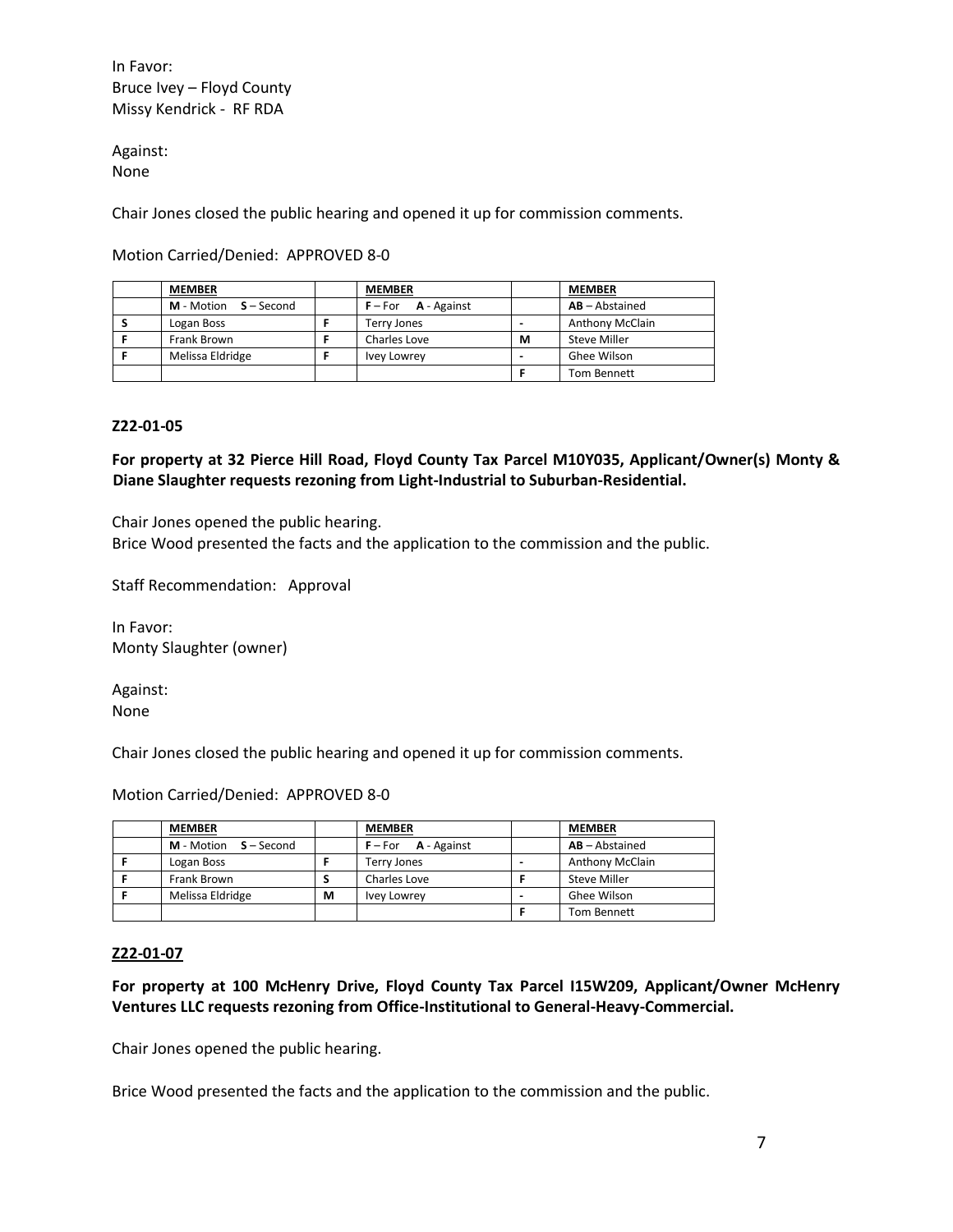In Favor:
Bruce Ivey – Floyd County
Missy Kendrick - RF RDA

Against:
None

Chair Jones closed the public hearing and opened it up for commission comments.

Motion Carried/Denied: APPROVED 8-0

| | MEMBER | | MEMBER | | MEMBER |
|---|---|---|---|---|---|
| | M - Motion S – Second | | F – For A - Against | | AB – Abstained |
| S | Logan Boss | F | Terry Jones | - | Anthony McClain |
| F | Frank Brown | F | Charles Love | M | Steve Miller |
| F | Melissa Eldridge | F | Ivey Lowrey | - | Ghee Wilson |
| | | | | F | Tom Bennett |

**Z22-01-05**

**For property at 32 Pierce Hill Road, Floyd County Tax Parcel M10Y035, Applicant/Owner(s) Monty & Diane Slaughter requests rezoning from Light-Industrial to Suburban-Residential.**

Chair Jones opened the public hearing.
Brice Wood presented the facts and the application to the commission and the public.

Staff Recommendation: Approval

In Favor:
Monty Slaughter (owner)

Against:
None

Chair Jones closed the public hearing and opened it up for commission comments.

Motion Carried/Denied: APPROVED 8-0

| | MEMBER | | MEMBER | | MEMBER |
|---|---|---|---|---|---|
| | M - Motion S – Second | | F – For A - Against | | AB – Abstained |
| F | Logan Boss | F | Terry Jones | - | Anthony McClain |
| F | Frank Brown | S | Charles Love | F | Steve Miller |
| F | Melissa Eldridge | M | Ivey Lowrey | - | Ghee Wilson |
| | | | | F | Tom Bennett |

**Z22-01-07**

**For property at 100 McHenry Drive, Floyd County Tax Parcel I15W209, Applicant/Owner McHenry Ventures LLC requests rezoning from Office-Institutional to General-Heavy-Commercial.**

Chair Jones opened the public hearing.

Brice Wood presented the facts and the application to the commission and the public.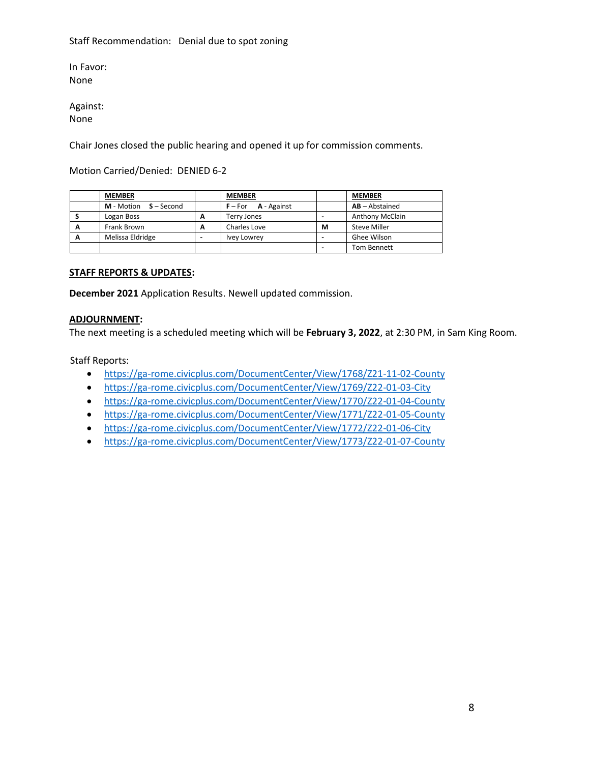Staff Recommendation: Denial due to spot zoning

In Favor:
None

Against:
None

Chair Jones closed the public hearing and opened it up for commission comments.

Motion Carried/Denied: DENIED 6-2

| | MEMBER | | MEMBER | | MEMBER |
|---|---|---|---|---|---|
| | **M** - Motion **S** – Second | | **F** – For **A** - Against | | **AB** – Abstained |
| **S** | Logan Boss | **A** | Terry Jones | **-** | Anthony McClain |
| **A** | Frank Brown | **A** | Charles Love | **M** | Steve Miller |
| **A** | Melissa Eldridge | **-** | Ivey Lowrey | **-** | Ghee Wilson |
| | | | | **-** | Tom Bennett |

**STAFF REPORTS & UPDATES:**

**December 2021** Application Results. Newell updated commission.

**ADJOURNMENT:**
The next meeting is a scheduled meeting which will be **February 3, 2022**, at 2:30 PM, in Sam King Room.

Staff Reports:

- https://ga-rome.civicplus.com/DocumentCenter/View/1768/Z21-11-02-County
- https://ga-rome.civicplus.com/DocumentCenter/View/1769/Z22-01-03-City
- https://ga-rome.civicplus.com/DocumentCenter/View/1770/Z22-01-04-County
- https://ga-rome.civicplus.com/DocumentCenter/View/1771/Z22-01-05-County
- https://ga-rome.civicplus.com/DocumentCenter/View/1772/Z22-01-06-City
- https://ga-rome.civicplus.com/DocumentCenter/View/1773/Z22-01-07-County